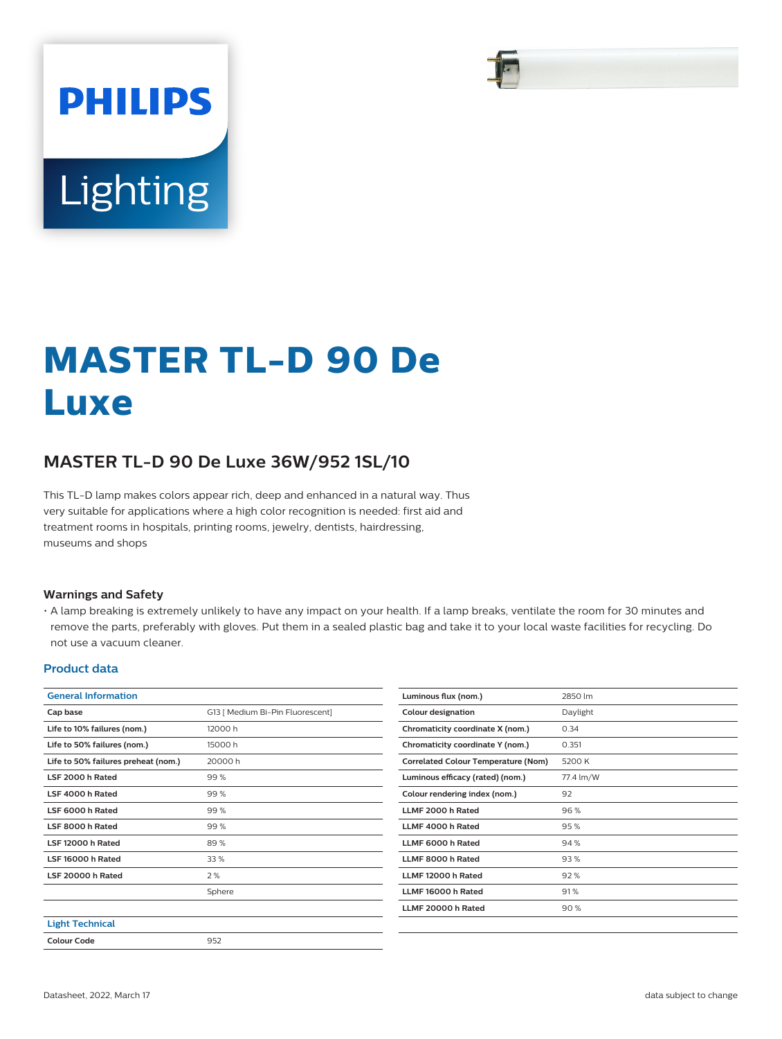# MASTER TL-D 90 De Luxe

## MASTER TL-D 90 De Luxe 36W/952 1SL/10

This TL-D lamp makes colors appear rich, deep and enhanced in a natural way. Thus very suitable for applications where a high color recognition is needed: first aid and treatment rooms in hospitals, printing rooms, jewelry, dentists, hairdressing, museums and shops

### Warnings and Safety

- A lamp breaking is extremely unlikely to have any impact on your health. If a lamp breaks, ventilate the room for 30 minutes and remove the parts, preferably with gloves. Put them in a sealed plastic bag and take it to your local waste facilities for recycling. Do not use a vacuum cleaner.

### Product data

| General Information | |
|---|---|
| **Cap base** | G13 [ Medium Bi-Pin Fluorescent] |
| **Life to 10% failures (nom.)** | 12000 h |
| **Life to 50% failures (nom.)** | 15000 h |
| **Life to 50% failures preheat (nom.)** | 20000 h |
| **LSF 2000 h Rated** | 99 % |
| **LSF 4000 h Rated** | 99 % |
| **LSF 6000 h Rated** | 99 % |
| **LSF 8000 h Rated** | 99 % |
| **LSF 12000 h Rated** | 89 % |
| **LSF 16000 h Rated** | 33 % |
| **LSF 20000 h Rated** | 2 % |
| | Sphere |

| Light Technical | |
|---|---|
| **Colour Code** | 952 |
| **Luminous flux (nom.)** | 2850 lm |
| **Colour designation** | Daylight |
| **Chromaticity coordinate X (nom.)** | 0.34 |
| **Chromaticity coordinate Y (nom.)** | 0.351 |
| **Correlated Colour Temperature (Nom)** | 5200 K |
| **Luminous efficacy (rated) (nom.)** | 77.4 lm/W |
| **Colour rendering index (nom.)** | 92 |
| **LLMF 2000 h Rated** | 96 % |
| **LLMF 4000 h Rated** | 95 % |
| **LLMF 6000 h Rated** | 94 % |
| **LLMF 8000 h Rated** | 93 % |
| **LLMF 12000 h Rated** | 92 % |
| **LLMF 16000 h Rated** | 91 % |
| **LLMF 20000 h Rated** | 90 % |

Datasheet, 2022, March 17 — data subject to change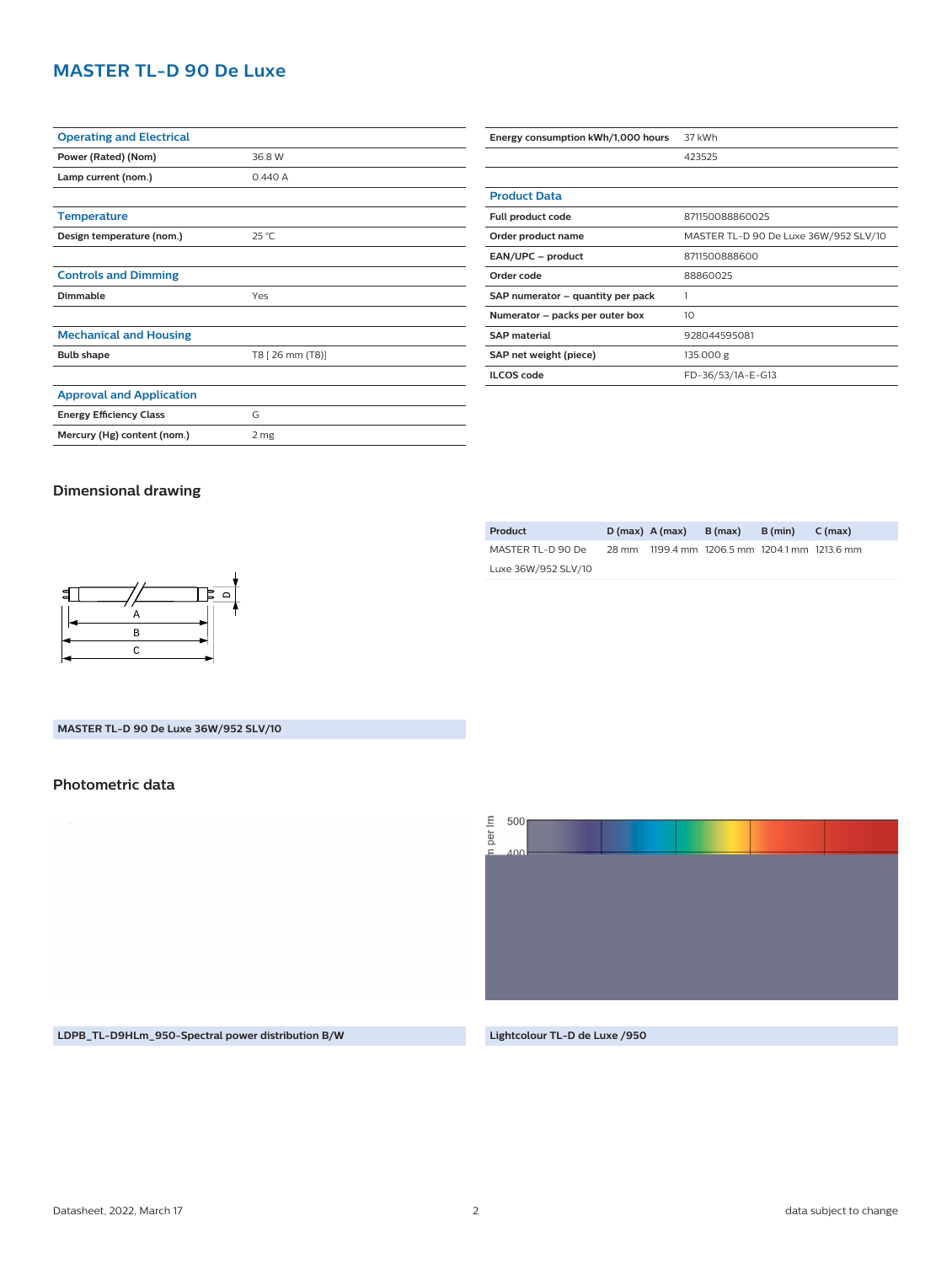# MASTER TL-D 90 De Luxe

| Operating and Electrical | |
|---|---|
| Power (Rated) (Nom) | 36.8 W |
| Lamp current (nom.) | 0.440 A |

| Temperature | |
|---|---|
| Design temperature (nom.) | 25 °C |

| Controls and Dimming | |
|---|---|
| Dimmable | Yes |

| Mechanical and Housing | |
|---|---|
| Bulb shape | T8 [ 26 mm (T8)] |

| Approval and Application | |
|---|---|
| Energy Efficiency Class | G |
| Mercury (Hg) content (nom.) | 2 mg |
| Energy consumption kWh/1,000 hours | 37 kWh |
| | 423525 |

| Product Data | |
|---|---|
| Full product code | 871150088860025 |
| Order product name | MASTER TL-D 90 De Luxe 36W/952 SLV/10 |
| EAN/UPC – product | 8711500888600 |
| Order code | 88860025 |
| SAP numerator – quantity per pack | 1 |
| Numerator – packs per outer box | 10 |
| SAP material | 928044595081 |
| SAP net weight (piece) | 135.000 g |
| ILCOS code | FD-36/53/1A-E-G13 |

## Dimensional drawing

| Product | D (max) | A (max) | B (max) | B (min) | C (max) |
|---|---|---|---|---|---|
| MASTER TL-D 90 De Luxe 36W/952 SLV/10 | 28 mm | 1199.4 mm | 1206.5 mm | 1204.1 mm | 1213.6 mm |

MASTER TL-D 90 De Luxe 36W/952 SLV/10

## Photometric data

LDPB_TL-D9HLm_950-Spectral power distribution B/W

Lightcolour TL-D de Luxe /950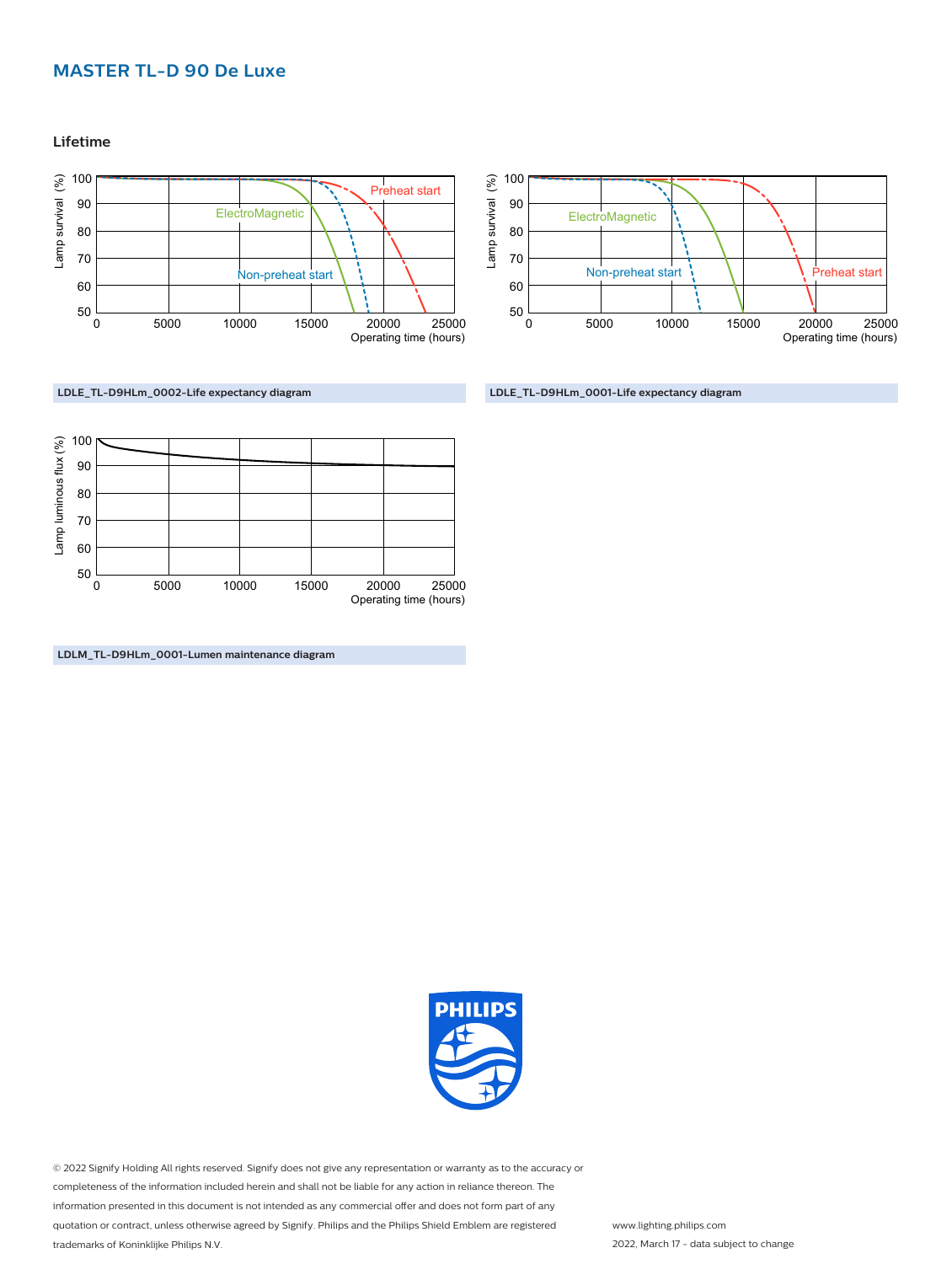## MASTER TL-D 90 De Luxe

### Lifetime

Lamp survival (%)
100
90
80
70
60
50
0
5000
10000
15000
20000
25000
Operating time (hours)
Preheat start
ElectroMagnetic
Non-preheat start

**LDLE_TL-D9HLm_0002-Life expectancy diagram**

Lamp survival (%)
100
90
80
70
60
50
0
5000
10000
15000
20000
25000
Operating time (hours)
ElectroMagnetic
Non-preheat start
Preheat start

**LDLE_TL-D9HLm_0001-Life expectancy diagram**

Lamp luminous flux (%)
100
90
80
70
60
50
0
5000
10000
15000
20000
25000
Operating time (hours)

**LDLM_TL-D9HLm_0001-Lumen maintenance diagram**

PHILIPS

© 2022 Signify Holding All rights reserved. Signify does not give any representation or warranty as to the accuracy or completeness of the information included herein and shall not be liable for any action in reliance thereon. The information presented in this document is not intended as any commercial offer and does not form part of any quotation or contract, unless otherwise agreed by Signify. Philips and the Philips Shield Emblem are registered trademarks of Koninklijke Philips N.V.

www.lighting.philips.com

2022, March 17 - data subject to change